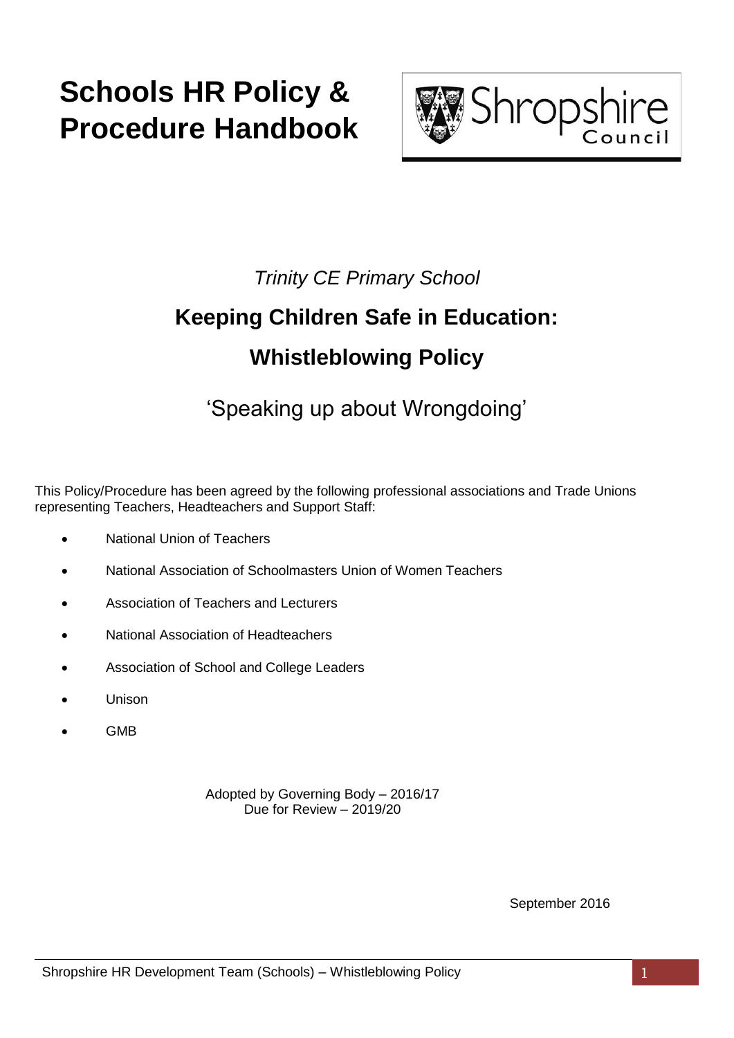# Schools HR Policy & Procedure Handbook

Shropshire Council

*Trinity CE Primary School*

## Keeping Children Safe in Education:

## Whistleblowing Policy

'Speaking up about Wrongdoing'

This Policy/Procedure has been agreed by the following professional associations and Trade Unions representing Teachers, Headteachers and Support Staff:

- National Union of Teachers
- National Association of Schoolmasters Union of Women Teachers
- Association of Teachers and Lecturers
- National Association of Headteachers
- Association of School and College Leaders
- Unison
- GMB

Adopted by Governing Body – 2016/17
Due for Review – 2019/20

September 2016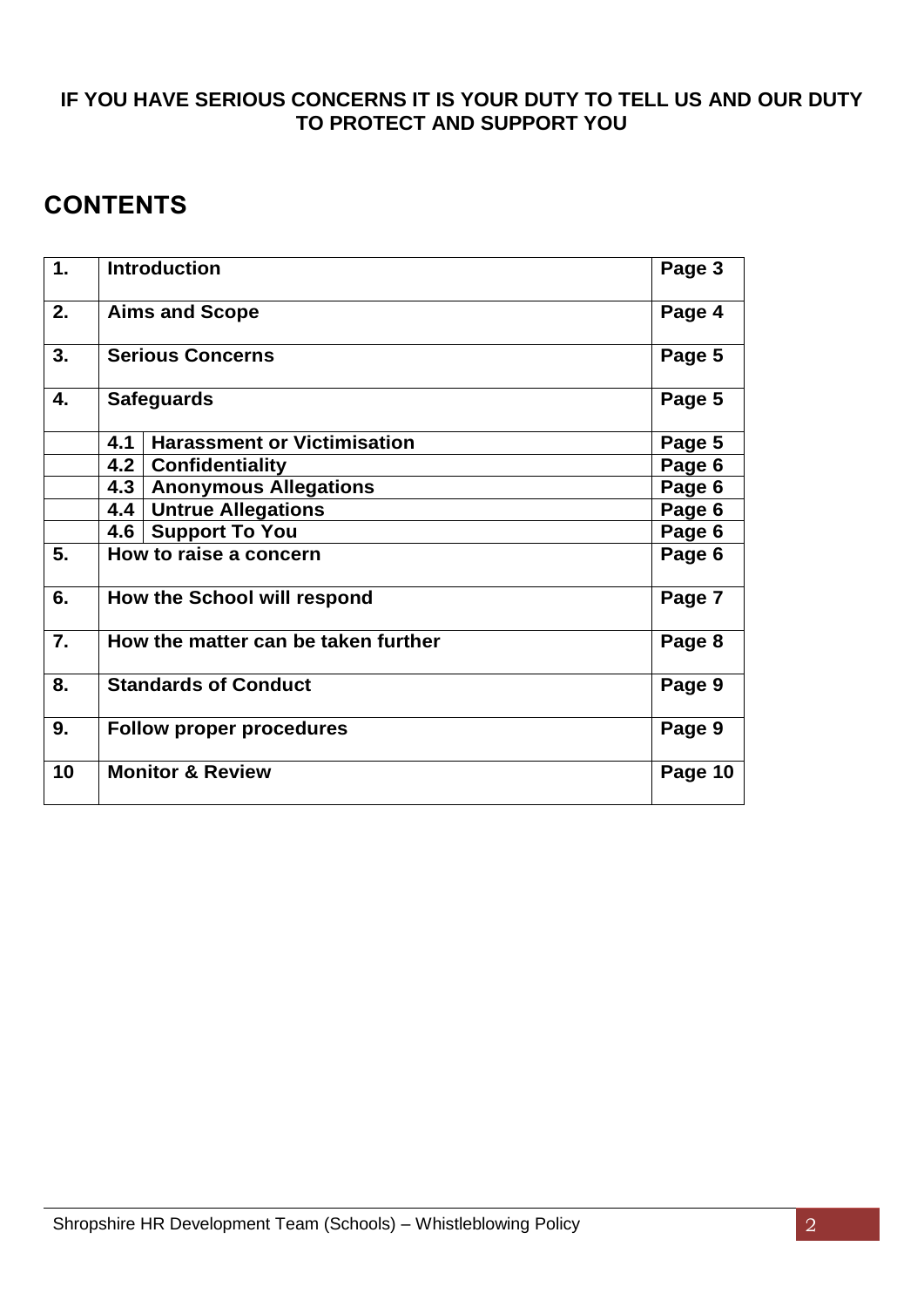**IF YOU HAVE SERIOUS CONCERNS IT IS YOUR DUTY TO TELL US AND OUR DUTY TO PROTECT AND SUPPORT YOU**

## CONTENTS

| | | | |
|---|---|---|---|
| **1.** | **Introduction** | | **Page 3** |
| **2.** | **Aims and Scope** | | **Page 4** |
| **3.** | **Serious Concerns** | | **Page 5** |
| **4.** | **Safeguards** | | **Page 5** |
| | **4.1** | **Harassment or Victimisation** | **Page 5** |
| | **4.2** | **Confidentiality** | **Page 6** |
| | **4.3** | **Anonymous Allegations** | **Page 6** |
| | **4.4** | **Untrue Allegations** | **Page 6** |
| | **4.6** | **Support To You** | **Page 6** |
| **5.** | **How to raise a concern** | | **Page 6** |
| **6.** | **How the School will respond** | | **Page 7** |
| **7.** | **How the matter can be taken further** | | **Page 8** |
| **8.** | **Standards of Conduct** | | **Page 9** |
| **9.** | **Follow proper procedures** | | **Page 9** |
| **10** | **Monitor & Review** | | **Page 10** |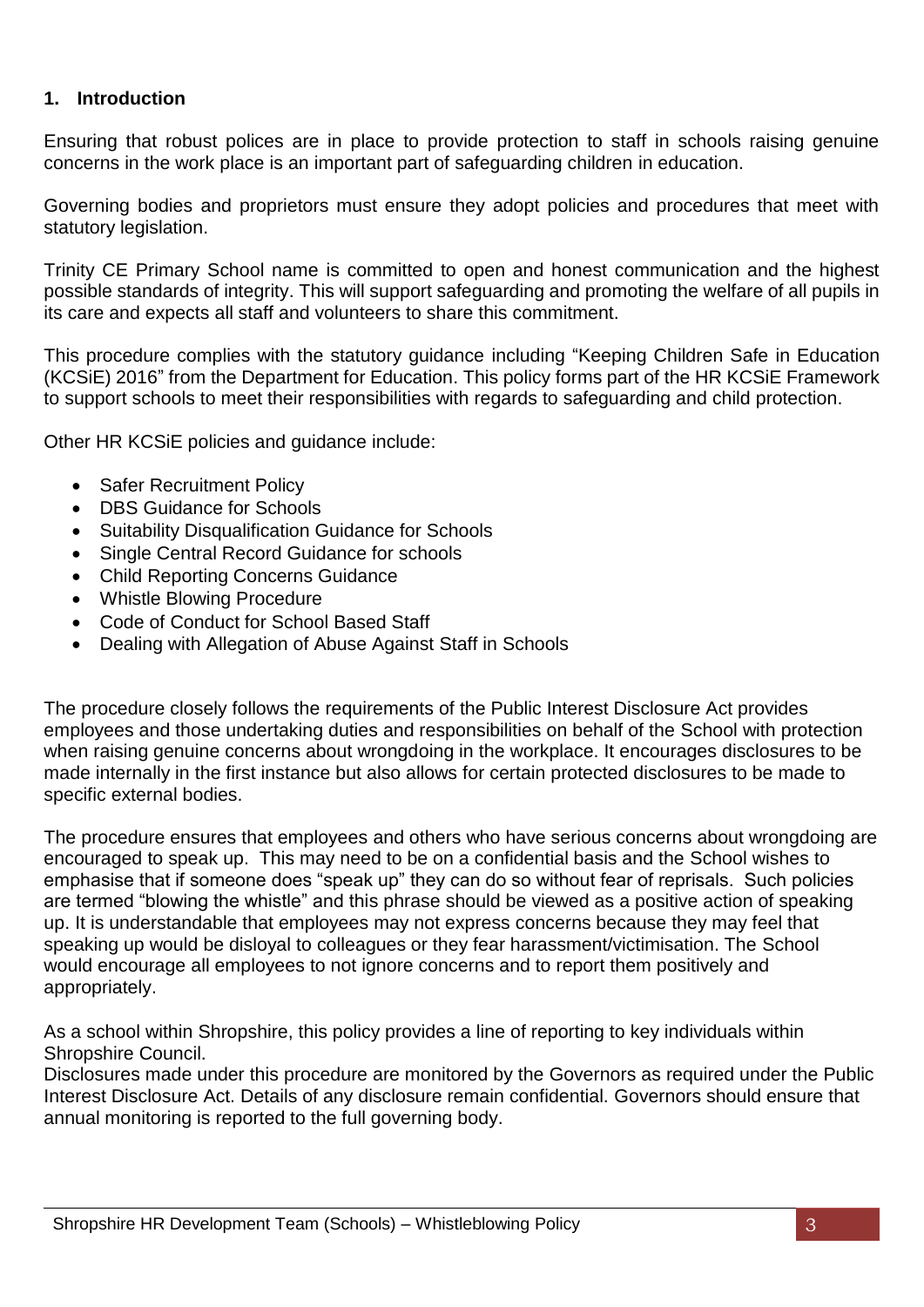## 1. Introduction

Ensuring that robust polices are in place to provide protection to staff in schools raising genuine concerns in the work place is an important part of safeguarding children in education.

Governing bodies and proprietors must ensure they adopt policies and procedures that meet with statutory legislation.

Trinity CE Primary School name is committed to open and honest communication and the highest possible standards of integrity. This will support safeguarding and promoting the welfare of all pupils in its care and expects all staff and volunteers to share this commitment.

This procedure complies with the statutory guidance including "Keeping Children Safe in Education (KCSiE) 2016" from the Department for Education. This policy forms part of the HR KCSiE Framework to support schools to meet their responsibilities with regards to safeguarding and child protection.

Other HR KCSiE policies and guidance include:

- Safer Recruitment Policy
- DBS Guidance for Schools
- Suitability Disqualification Guidance for Schools
- Single Central Record Guidance for schools
- Child Reporting Concerns Guidance
- Whistle Blowing Procedure
- Code of Conduct for School Based Staff
- Dealing with Allegation of Abuse Against Staff in Schools

The procedure closely follows the requirements of the Public Interest Disclosure Act provides employees and those undertaking duties and responsibilities on behalf of the School with protection when raising genuine concerns about wrongdoing in the workplace. It encourages disclosures to be made internally in the first instance but also allows for certain protected disclosures to be made to specific external bodies.

The procedure ensures that employees and others who have serious concerns about wrongdoing are encouraged to speak up. This may need to be on a confidential basis and the School wishes to emphasise that if someone does "speak up" they can do so without fear of reprisals. Such policies are termed "blowing the whistle" and this phrase should be viewed as a positive action of speaking up. It is understandable that employees may not express concerns because they may feel that speaking up would be disloyal to colleagues or they fear harassment/victimisation. The School would encourage all employees to not ignore concerns and to report them positively and appropriately.

As a school within Shropshire, this policy provides a line of reporting to key individuals within Shropshire Council.

Disclosures made under this procedure are monitored by the Governors as required under the Public Interest Disclosure Act. Details of any disclosure remain confidential. Governors should ensure that annual monitoring is reported to the full governing body.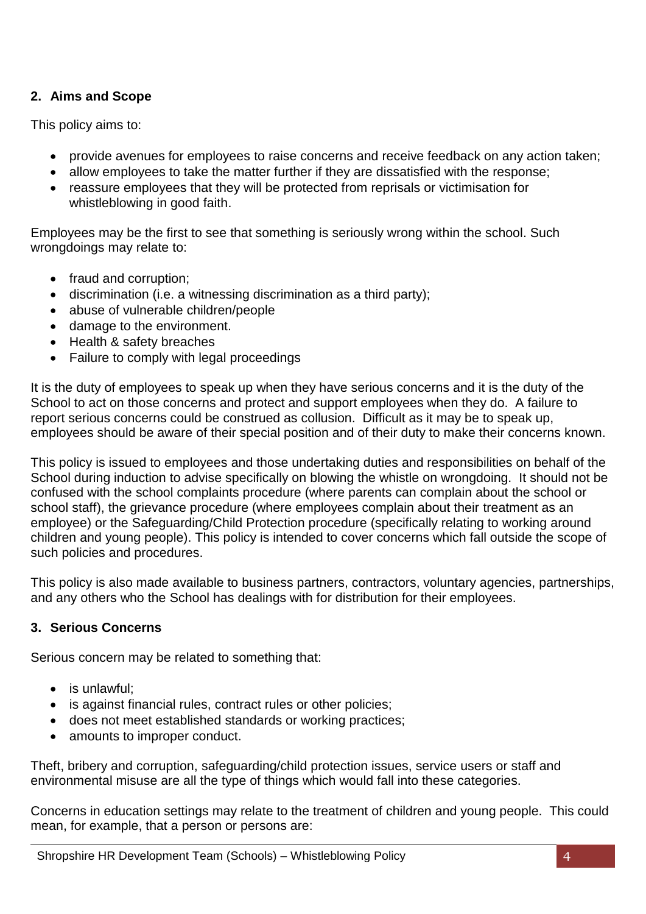## 2. Aims and Scope

This policy aims to:

- provide avenues for employees to raise concerns and receive feedback on any action taken;
- allow employees to take the matter further if they are dissatisfied with the response;
- reassure employees that they will be protected from reprisals or victimisation for whistleblowing in good faith.

Employees may be the first to see that something is seriously wrong within the school. Such wrongdoings may relate to:

- fraud and corruption;
- discrimination (i.e. a witnessing discrimination as a third party);
- abuse of vulnerable children/people
- damage to the environment.
- Health & safety breaches
- Failure to comply with legal proceedings

It is the duty of employees to speak up when they have serious concerns and it is the duty of the School to act on those concerns and protect and support employees when they do. A failure to report serious concerns could be construed as collusion. Difficult as it may be to speak up, employees should be aware of their special position and of their duty to make their concerns known.

This policy is issued to employees and those undertaking duties and responsibilities on behalf of the School during induction to advise specifically on blowing the whistle on wrongdoing. It should not be confused with the school complaints procedure (where parents can complain about the school or school staff), the grievance procedure (where employees complain about their treatment as an employee) or the Safeguarding/Child Protection procedure (specifically relating to working around children and young people). This policy is intended to cover concerns which fall outside the scope of such policies and procedures.

This policy is also made available to business partners, contractors, voluntary agencies, partnerships, and any others who the School has dealings with for distribution for their employees.

## 3. Serious Concerns

Serious concern may be related to something that:

- is unlawful;
- is against financial rules, contract rules or other policies;
- does not meet established standards or working practices;
- amounts to improper conduct.

Theft, bribery and corruption, safeguarding/child protection issues, service users or staff and environmental misuse are all the type of things which would fall into these categories.

Concerns in education settings may relate to the treatment of children and young people. This could mean, for example, that a person or persons are: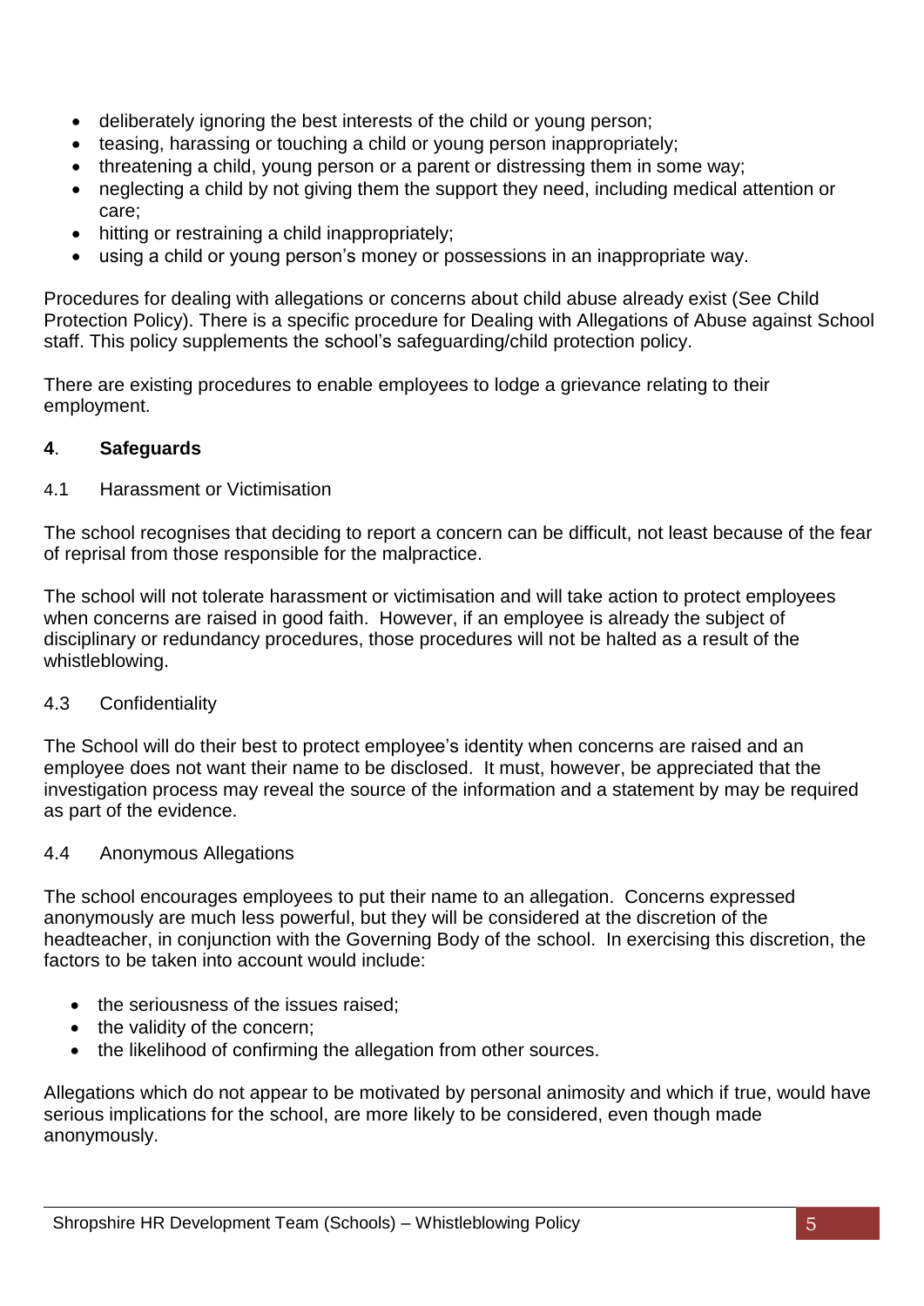- deliberately ignoring the best interests of the child or young person;
- teasing, harassing or touching a child or young person inappropriately;
- threatening a child, young person or a parent or distressing them in some way;
- neglecting a child by not giving them the support they need, including medical attention or care;
- hitting or restraining a child inappropriately;
- using a child or young person's money or possessions in an inappropriate way.

Procedures for dealing with allegations or concerns about child abuse already exist (See Child Protection Policy). There is a specific procedure for Dealing with Allegations of Abuse against School staff. This policy supplements the school's safeguarding/child protection policy.

There are existing procedures to enable employees to lodge a grievance relating to their employment.

## 4. Safeguards

4.1 Harassment or Victimisation

The school recognises that deciding to report a concern can be difficult, not least because of the fear of reprisal from those responsible for the malpractice.

The school will not tolerate harassment or victimisation and will take action to protect employees when concerns are raised in good faith. However, if an employee is already the subject of disciplinary or redundancy procedures, those procedures will not be halted as a result of the whistleblowing.

4.3 Confidentiality

The School will do their best to protect employee's identity when concerns are raised and an employee does not want their name to be disclosed. It must, however, be appreciated that the investigation process may reveal the source of the information and a statement by may be required as part of the evidence.

4.4 Anonymous Allegations

The school encourages employees to put their name to an allegation. Concerns expressed anonymously are much less powerful, but they will be considered at the discretion of the headteacher, in conjunction with the Governing Body of the school. In exercising this discretion, the factors to be taken into account would include:

- the seriousness of the issues raised;
- the validity of the concern;
- the likelihood of confirming the allegation from other sources.

Allegations which do not appear to be motivated by personal animosity and which if true, would have serious implications for the school, are more likely to be considered, even though made anonymously.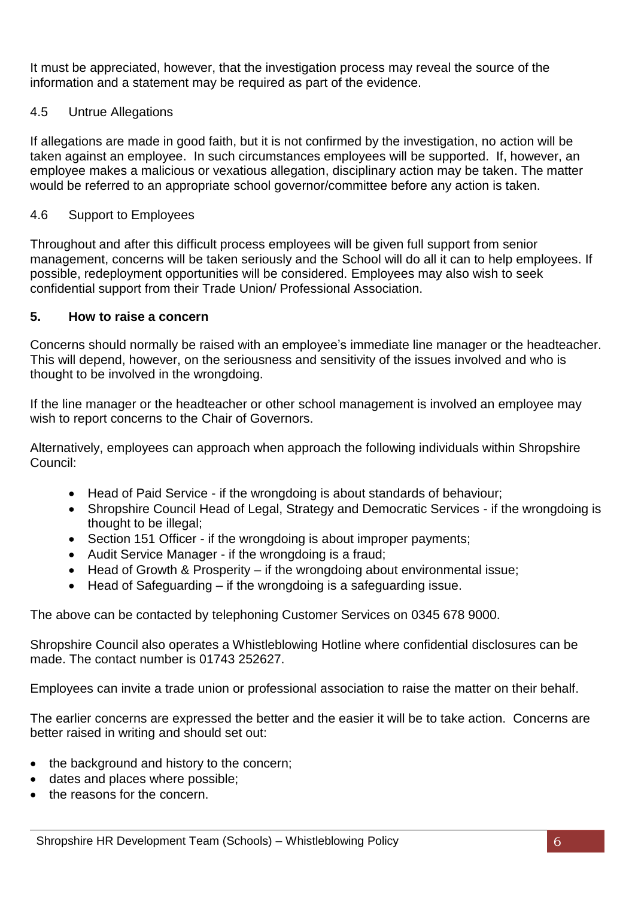It must be appreciated, however, that the investigation process may reveal the source of the information and a statement may be required as part of the evidence.

### 4.5 Untrue Allegations

If allegations are made in good faith, but it is not confirmed by the investigation, no action will be taken against an employee. In such circumstances employees will be supported. If, however, an employee makes a malicious or vexatious allegation, disciplinary action may be taken. The matter would be referred to an appropriate school governor/committee before any action is taken.

### 4.6 Support to Employees

Throughout and after this difficult process employees will be given full support from senior management, concerns will be taken seriously and the School will do all it can to help employees. If possible, redeployment opportunities will be considered. Employees may also wish to seek confidential support from their Trade Union/ Professional Association.

## 5. How to raise a concern

Concerns should normally be raised with an employee's immediate line manager or the headteacher. This will depend, however, on the seriousness and sensitivity of the issues involved and who is thought to be involved in the wrongdoing.

If the line manager or the headteacher or other school management is involved an employee may wish to report concerns to the Chair of Governors.

Alternatively, employees can approach when approach the following individuals within Shropshire Council:

- Head of Paid Service - if the wrongdoing is about standards of behaviour;
- Shropshire Council Head of Legal, Strategy and Democratic Services - if the wrongdoing is thought to be illegal;
- Section 151 Officer - if the wrongdoing is about improper payments;
- Audit Service Manager - if the wrongdoing is a fraud;
- Head of Growth & Prosperity – if the wrongdoing about environmental issue;
- Head of Safeguarding – if the wrongdoing is a safeguarding issue.

The above can be contacted by telephoning Customer Services on 0345 678 9000.

Shropshire Council also operates a Whistleblowing Hotline where confidential disclosures can be made. The contact number is 01743 252627.

Employees can invite a trade union or professional association to raise the matter on their behalf.

The earlier concerns are expressed the better and the easier it will be to take action. Concerns are better raised in writing and should set out:

- the background and history to the concern;
- dates and places where possible;
- the reasons for the concern.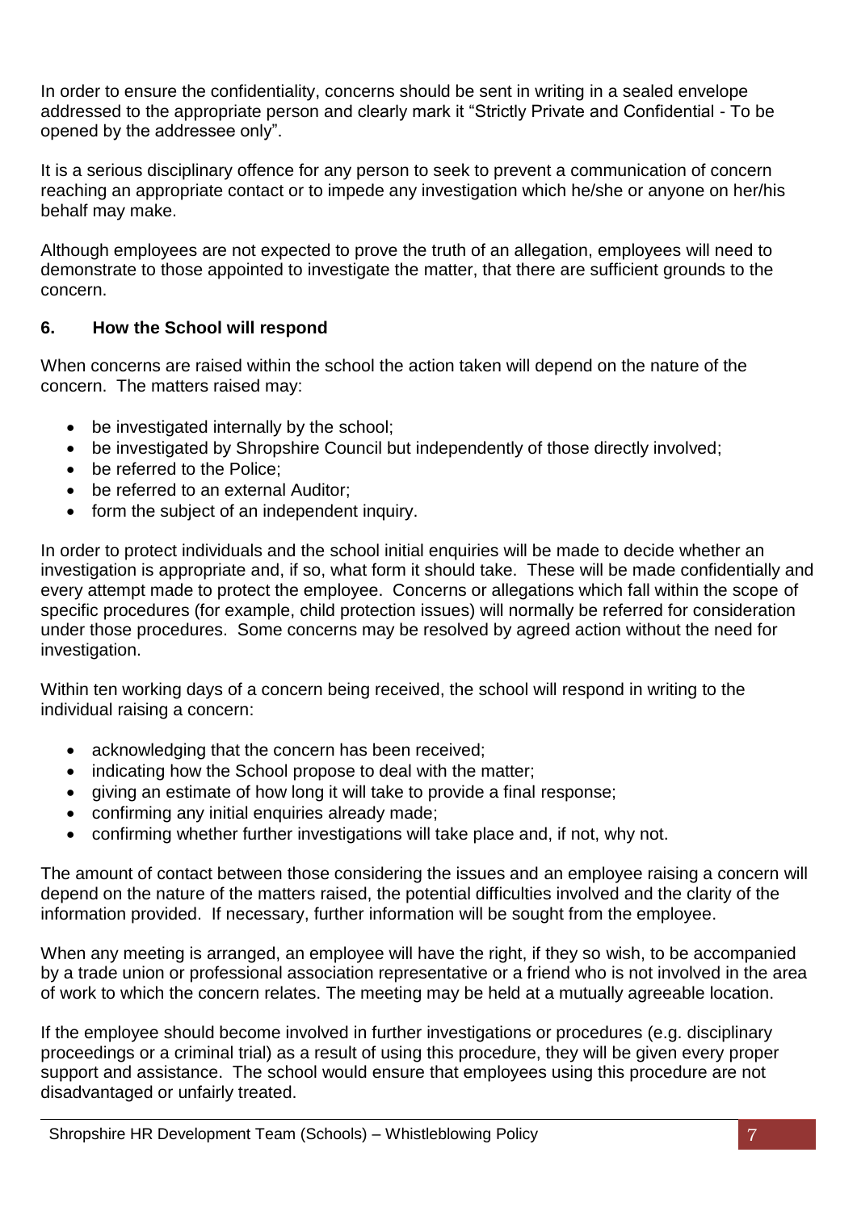In order to ensure the confidentiality, concerns should be sent in writing in a sealed envelope addressed to the appropriate person and clearly mark it "Strictly Private and Confidential - To be opened by the addressee only".

It is a serious disciplinary offence for any person to seek to prevent a communication of concern reaching an appropriate contact or to impede any investigation which he/she or anyone on her/his behalf may make.

Although employees are not expected to prove the truth of an allegation, employees will need to demonstrate to those appointed to investigate the matter, that there are sufficient grounds to the concern.

## 6. How the School will respond

When concerns are raised within the school the action taken will depend on the nature of the concern. The matters raised may:

- be investigated internally by the school;
- be investigated by Shropshire Council but independently of those directly involved;
- be referred to the Police;
- be referred to an external Auditor;
- form the subject of an independent inquiry.

In order to protect individuals and the school initial enquiries will be made to decide whether an investigation is appropriate and, if so, what form it should take. These will be made confidentially and every attempt made to protect the employee. Concerns or allegations which fall within the scope of specific procedures (for example, child protection issues) will normally be referred for consideration under those procedures. Some concerns may be resolved by agreed action without the need for investigation.

Within ten working days of a concern being received, the school will respond in writing to the individual raising a concern:

- acknowledging that the concern has been received;
- indicating how the School propose to deal with the matter;
- giving an estimate of how long it will take to provide a final response;
- confirming any initial enquiries already made;
- confirming whether further investigations will take place and, if not, why not.

The amount of contact between those considering the issues and an employee raising a concern will depend on the nature of the matters raised, the potential difficulties involved and the clarity of the information provided. If necessary, further information will be sought from the employee.

When any meeting is arranged, an employee will have the right, if they so wish, to be accompanied by a trade union or professional association representative or a friend who is not involved in the area of work to which the concern relates. The meeting may be held at a mutually agreeable location.

If the employee should become involved in further investigations or procedures (e.g. disciplinary proceedings or a criminal trial) as a result of using this procedure, they will be given every proper support and assistance. The school would ensure that employees using this procedure are not disadvantaged or unfairly treated.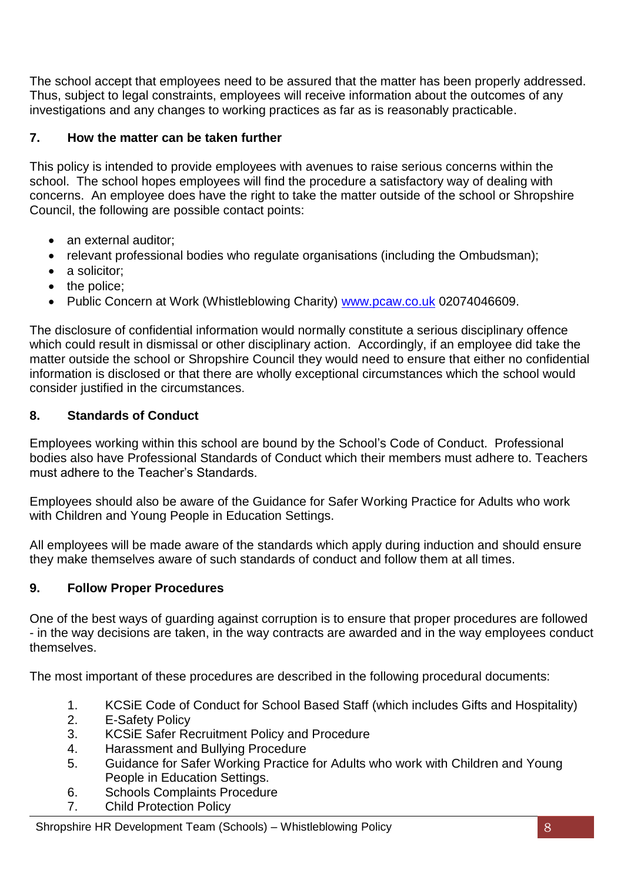The school accept that employees need to be assured that the matter has been properly addressed. Thus, subject to legal constraints, employees will receive information about the outcomes of any investigations and any changes to working practices as far as is reasonably practicable.

## 7. How the matter can be taken further

This policy is intended to provide employees with avenues to raise serious concerns within the school. The school hopes employees will find the procedure a satisfactory way of dealing with concerns. An employee does have the right to take the matter outside of the school or Shropshire Council, the following are possible contact points:

- an external auditor;
- relevant professional bodies who regulate organisations (including the Ombudsman);
- a solicitor;
- the police;
- Public Concern at Work (Whistleblowing Charity) [www.pcaw.co.uk](http://www.pcaw.co.uk) 02074046609.

The disclosure of confidential information would normally constitute a serious disciplinary offence which could result in dismissal or other disciplinary action. Accordingly, if an employee did take the matter outside the school or Shropshire Council they would need to ensure that either no confidential information is disclosed or that there are wholly exceptional circumstances which the school would consider justified in the circumstances.

## 8. Standards of Conduct

Employees working within this school are bound by the School's Code of Conduct. Professional bodies also have Professional Standards of Conduct which their members must adhere to. Teachers must adhere to the Teacher's Standards.

Employees should also be aware of the Guidance for Safer Working Practice for Adults who work with Children and Young People in Education Settings.

All employees will be made aware of the standards which apply during induction and should ensure they make themselves aware of such standards of conduct and follow them at all times.

## 9. Follow Proper Procedures

One of the best ways of guarding against corruption is to ensure that proper procedures are followed - in the way decisions are taken, in the way contracts are awarded and in the way employees conduct themselves.

The most important of these procedures are described in the following procedural documents:

1. KCSiE Code of Conduct for School Based Staff (which includes Gifts and Hospitality)
2. E-Safety Policy
3. KCSiE Safer Recruitment Policy and Procedure
4. Harassment and Bullying Procedure
5. Guidance for Safer Working Practice for Adults who work with Children and Young People in Education Settings.
6. Schools Complaints Procedure
7. Child Protection Policy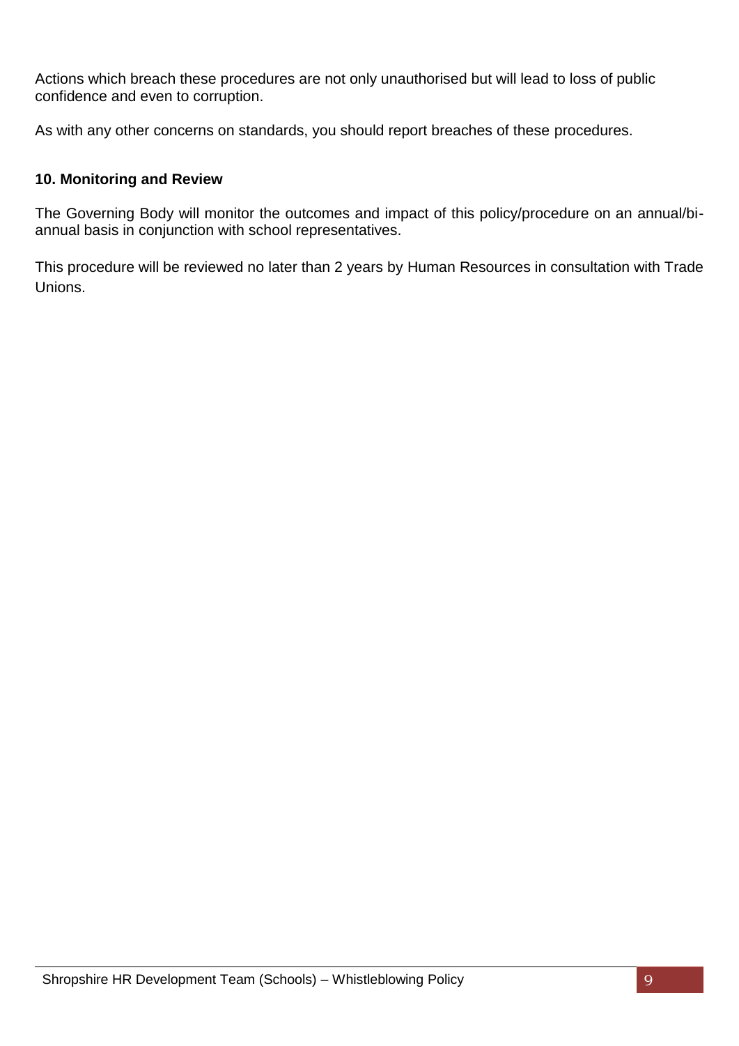Actions which breach these procedures are not only unauthorised but will lead to loss of public confidence and even to corruption.

As with any other concerns on standards, you should report breaches of these procedures.

**10. Monitoring and Review**

The Governing Body will monitor the outcomes and impact of this policy/procedure on an annual/bi-annual basis in conjunction with school representatives.

This procedure will be reviewed no later than 2 years by Human Resources in consultation with Trade Unions.